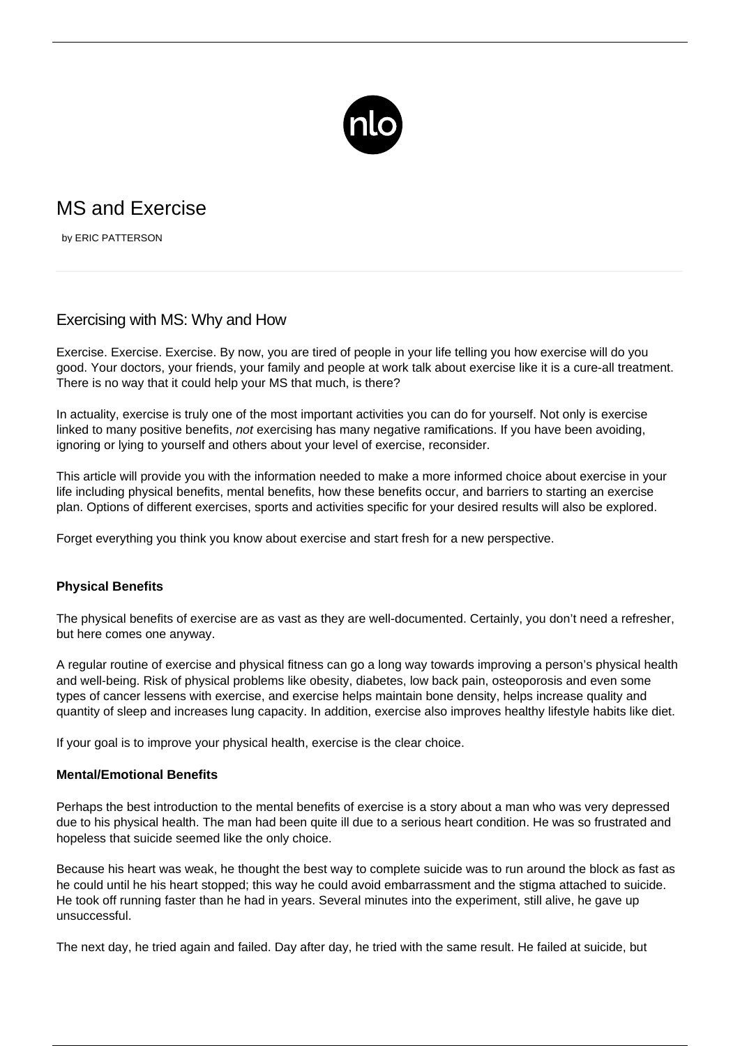# MS and Exercise

by ERIC PATTERSON

## Exercising with MS: Why and How

Exercise. Exercise. Exercise. By now, you are tired of people in your life telling you how exercise will do you good. Your doctors, your friends, your family and people at work talk about exercise like it is a cure-all treatment. There is no way that it could help your MS that much, is there?

In actuality, exercise is truly one of the most important activities you can do for yourself. Not only is exercise linked to many positive benefits, *not* exercising has many negative ramifications. If you have been avoiding, ignoring or lying to yourself and others about your level of exercise, reconsider.

This article will provide you with the information needed to make a more informed choice about exercise in your life including physical benefits, mental benefits, how these benefits occur, and barriers to starting an exercise plan. Options of different exercises, sports and activities specific for your desired results will also be explored.

Forget everything you think you know about exercise and start fresh for a new perspective.

**Physical Benefits**

The physical benefits of exercise are as vast as they are well-documented. Certainly, you don't need a refresher, but here comes one anyway.

A regular routine of exercise and physical fitness can go a long way towards improving a person's physical health and well-being. Risk of physical problems like obesity, diabetes, low back pain, osteoporosis and even some types of cancer lessens with exercise, and exercise helps maintain bone density, helps increase quality and quantity of sleep and increases lung capacity. In addition, exercise also improves healthy lifestyle habits like diet.

If your goal is to improve your physical health, exercise is the clear choice.

**Mental/Emotional Benefits**

Perhaps the best introduction to the mental benefits of exercise is a story about a man who was very depressed due to his physical health. The man had been quite ill due to a serious heart condition. He was so frustrated and hopeless that suicide seemed like the only choice.

Because his heart was weak, he thought the best way to complete suicide was to run around the block as fast as he could until he his heart stopped; this way he could avoid embarrassment and the stigma attached to suicide. He took off running faster than he had in years. Several minutes into the experiment, still alive, he gave up unsuccessful.

The next day, he tried again and failed. Day after day, he tried with the same result. He failed at suicide, but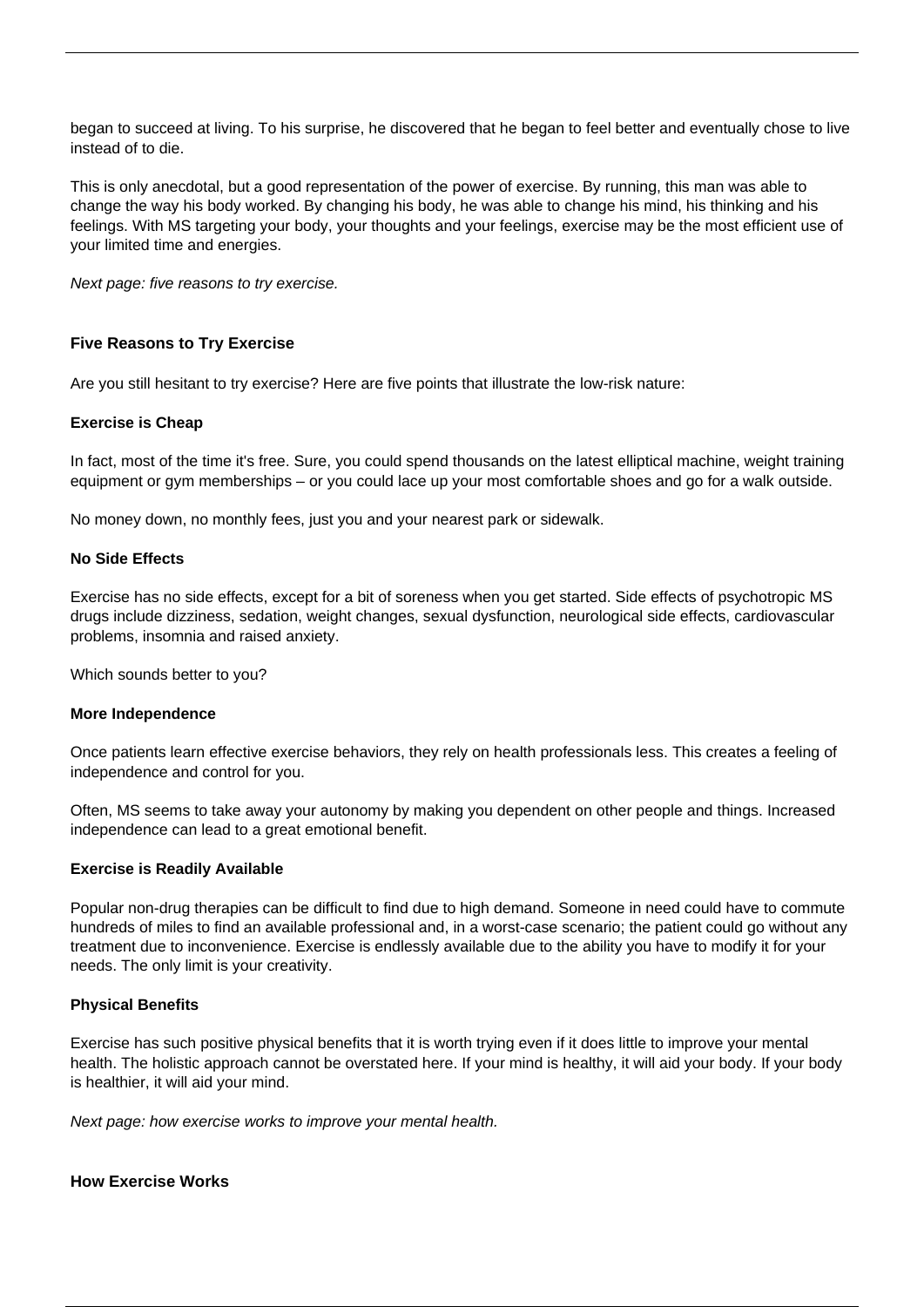began to succeed at living. To his surprise, he discovered that he began to feel better and eventually chose to live instead of to die.

This is only anecdotal, but a good representation of the power of exercise. By running, this man was able to change the way his body worked. By changing his body, he was able to change his mind, his thinking and his feelings. With MS targeting your body, your thoughts and your feelings, exercise may be the most efficient use of your limited time and energies.

*Next page: five reasons to try exercise.*

## Five Reasons to Try Exercise

Are you still hesitant to try exercise? Here are five points that illustrate the low-risk nature:

### Exercise is Cheap

In fact, most of the time it's free. Sure, you could spend thousands on the latest elliptical machine, weight training equipment or gym memberships – or you could lace up your most comfortable shoes and go for a walk outside.

No money down, no monthly fees, just you and your nearest park or sidewalk.

### No Side Effects

Exercise has no side effects, except for a bit of soreness when you get started. Side effects of psychotropic MS drugs include dizziness, sedation, weight changes, sexual dysfunction, neurological side effects, cardiovascular problems, insomnia and raised anxiety.

Which sounds better to you?

### More Independence

Once patients learn effective exercise behaviors, they rely on health professionals less. This creates a feeling of independence and control for you.

Often, MS seems to take away your autonomy by making you dependent on other people and things. Increased independence can lead to a great emotional benefit.

### Exercise is Readily Available

Popular non-drug therapies can be difficult to find due to high demand. Someone in need could have to commute hundreds of miles to find an available professional and, in a worst-case scenario; the patient could go without any treatment due to inconvenience. Exercise is endlessly available due to the ability you have to modify it for your needs. The only limit is your creativity.

### Physical Benefits

Exercise has such positive physical benefits that it is worth trying even if it does little to improve your mental health. The holistic approach cannot be overstated here. If your mind is healthy, it will aid your body. If your body is healthier, it will aid your mind.

*Next page: how exercise works to improve your mental health.*

## How Exercise Works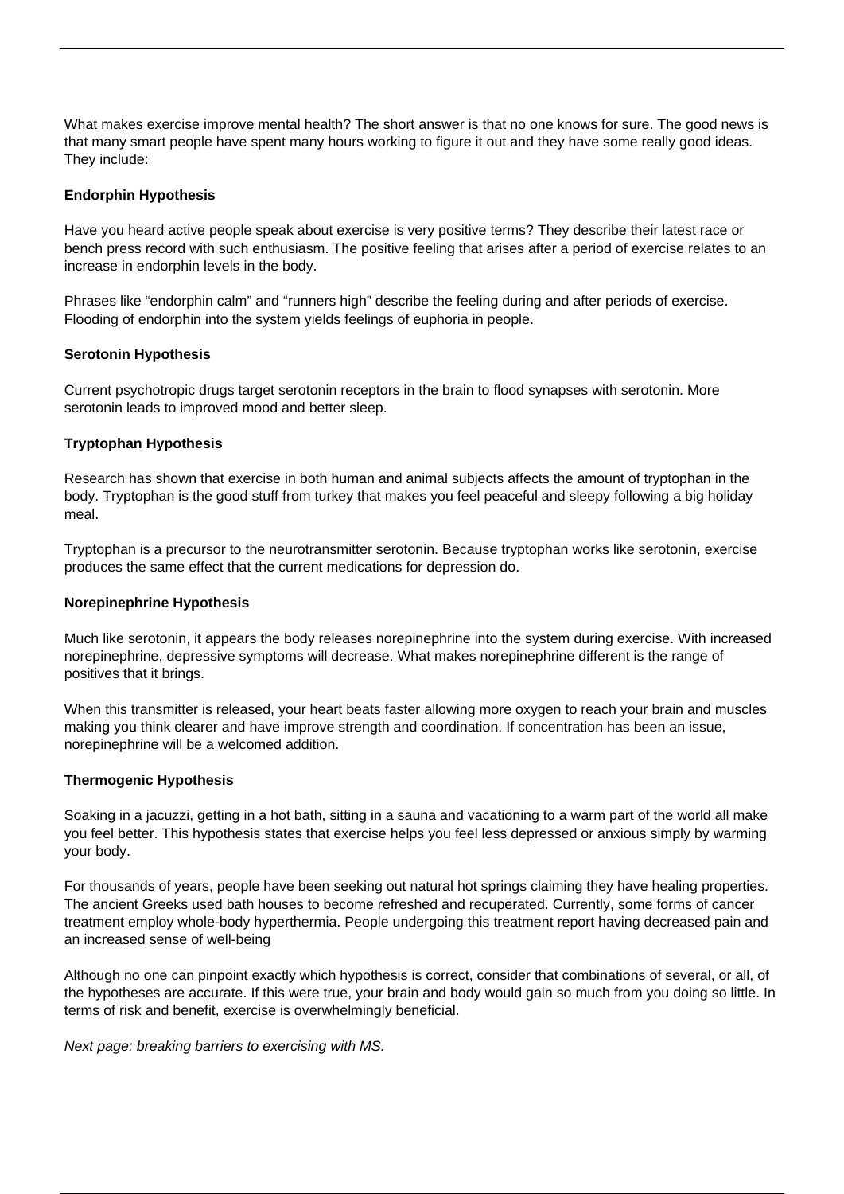What makes exercise improve mental health? The short answer is that no one knows for sure. The good news is that many smart people have spent many hours working to figure it out and they have some really good ideas. They include:

**Endorphin Hypothesis**

Have you heard active people speak about exercise is very positive terms? They describe their latest race or bench press record with such enthusiasm. The positive feeling that arises after a period of exercise relates to an increase in endorphin levels in the body.

Phrases like "endorphin calm" and "runners high" describe the feeling during and after periods of exercise. Flooding of endorphin into the system yields feelings of euphoria in people.

**Serotonin Hypothesis**

Current psychotropic drugs target serotonin receptors in the brain to flood synapses with serotonin. More serotonin leads to improved mood and better sleep.

**Tryptophan Hypothesis**

Research has shown that exercise in both human and animal subjects affects the amount of tryptophan in the body. Tryptophan is the good stuff from turkey that makes you feel peaceful and sleepy following a big holiday meal.

Tryptophan is a precursor to the neurotransmitter serotonin. Because tryptophan works like serotonin, exercise produces the same effect that the current medications for depression do.

**Norepinephrine Hypothesis**

Much like serotonin, it appears the body releases norepinephrine into the system during exercise. With increased norepinephrine, depressive symptoms will decrease. What makes norepinephrine different is the range of positives that it brings.

When this transmitter is released, your heart beats faster allowing more oxygen to reach your brain and muscles making you think clearer and have improve strength and coordination. If concentration has been an issue, norepinephrine will be a welcomed addition.

**Thermogenic Hypothesis**

Soaking in a jacuzzi, getting in a hot bath, sitting in a sauna and vacationing to a warm part of the world all make you feel better. This hypothesis states that exercise helps you feel less depressed or anxious simply by warming your body.

For thousands of years, people have been seeking out natural hot springs claiming they have healing properties. The ancient Greeks used bath houses to become refreshed and recuperated. Currently, some forms of cancer treatment employ whole-body hyperthermia. People undergoing this treatment report having decreased pain and an increased sense of well-being

Although no one can pinpoint exactly which hypothesis is correct, consider that combinations of several, or all, of the hypotheses are accurate. If this were true, your brain and body would gain so much from you doing so little. In terms of risk and benefit, exercise is overwhelmingly beneficial.

*Next page: breaking barriers to exercising with MS.*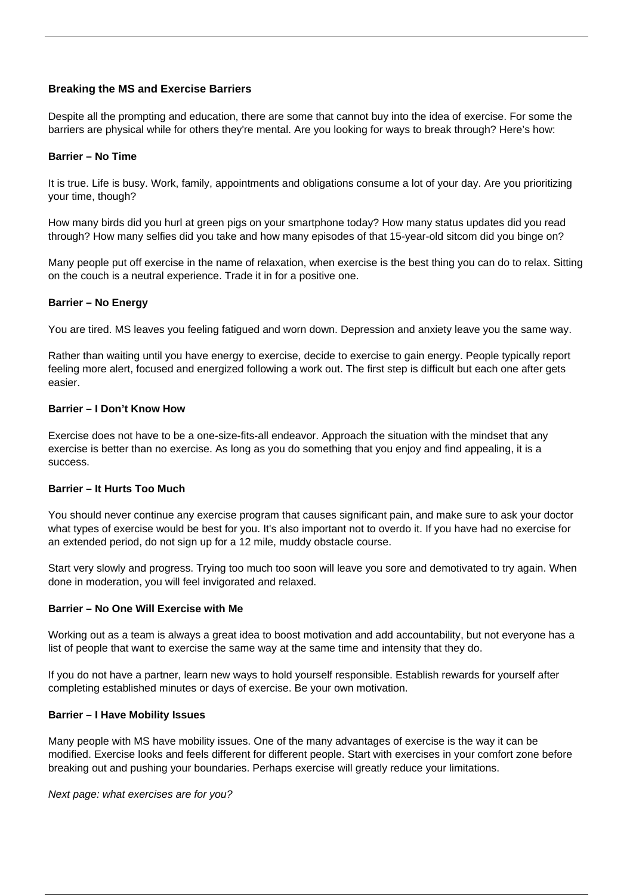**Breaking the MS and Exercise Barriers**

Despite all the prompting and education, there are some that cannot buy into the idea of exercise. For some the barriers are physical while for others they're mental. Are you looking for ways to break through? Here's how:

**Barrier – No Time**

It is true. Life is busy. Work, family, appointments and obligations consume a lot of your day. Are you prioritizing your time, though?

How many birds did you hurl at green pigs on your smartphone today? How many status updates did you read through? How many selfies did you take and how many episodes of that 15-year-old sitcom did you binge on?

Many people put off exercise in the name of relaxation, when exercise is the best thing you can do to relax. Sitting on the couch is a neutral experience. Trade it in for a positive one.

**Barrier – No Energy**

You are tired. MS leaves you feeling fatigued and worn down. Depression and anxiety leave you the same way.

Rather than waiting until you have energy to exercise, decide to exercise to gain energy. People typically report feeling more alert, focused and energized following a work out. The first step is difficult but each one after gets easier.

**Barrier – I Don't Know How**

Exercise does not have to be a one-size-fits-all endeavor. Approach the situation with the mindset that any exercise is better than no exercise. As long as you do something that you enjoy and find appealing, it is a success.

**Barrier – It Hurts Too Much**

You should never continue any exercise program that causes significant pain, and make sure to ask your doctor what types of exercise would be best for you. It's also important not to overdo it. If you have had no exercise for an extended period, do not sign up for a 12 mile, muddy obstacle course.

Start very slowly and progress. Trying too much too soon will leave you sore and demotivated to try again. When done in moderation, you will feel invigorated and relaxed.

**Barrier – No One Will Exercise with Me**

Working out as a team is always a great idea to boost motivation and add accountability, but not everyone has a list of people that want to exercise the same way at the same time and intensity that they do.

If you do not have a partner, learn new ways to hold yourself responsible. Establish rewards for yourself after completing established minutes or days of exercise. Be your own motivation.

**Barrier – I Have Mobility Issues**

Many people with MS have mobility issues. One of the many advantages of exercise is the way it can be modified. Exercise looks and feels different for different people. Start with exercises in your comfort zone before breaking out and pushing your boundaries. Perhaps exercise will greatly reduce your limitations.

*Next page: what exercises are for you?*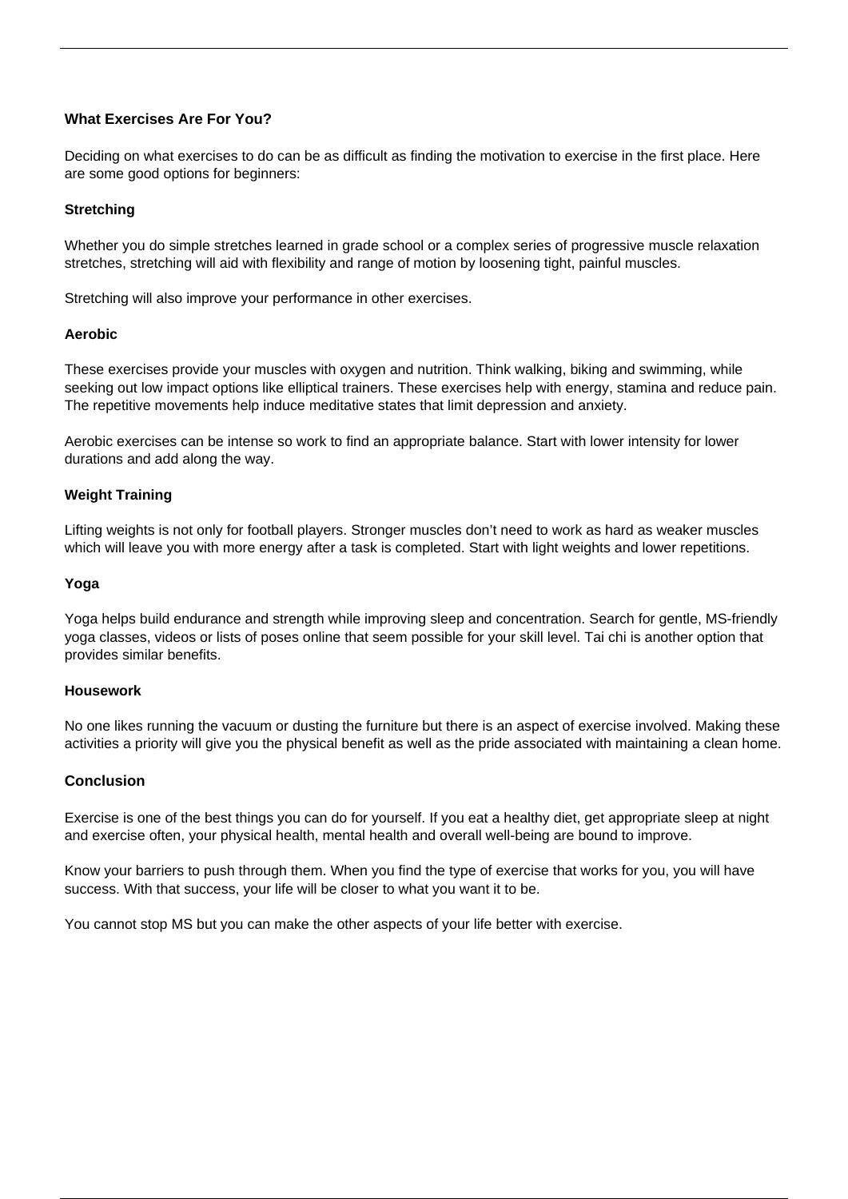### What Exercises Are For You?

Deciding on what exercises to do can be as difficult as finding the motivation to exercise in the first place. Here are some good options for beginners:

#### Stretching

Whether you do simple stretches learned in grade school or a complex series of progressive muscle relaxation stretches, stretching will aid with flexibility and range of motion by loosening tight, painful muscles.

Stretching will also improve your performance in other exercises.

#### Aerobic

These exercises provide your muscles with oxygen and nutrition. Think walking, biking and swimming, while seeking out low impact options like elliptical trainers. These exercises help with energy, stamina and reduce pain. The repetitive movements help induce meditative states that limit depression and anxiety.

Aerobic exercises can be intense so work to find an appropriate balance. Start with lower intensity for lower durations and add along the way.

#### Weight Training

Lifting weights is not only for football players. Stronger muscles don't need to work as hard as weaker muscles which will leave you with more energy after a task is completed. Start with light weights and lower repetitions.

#### Yoga

Yoga helps build endurance and strength while improving sleep and concentration. Search for gentle, MS-friendly yoga classes, videos or lists of poses online that seem possible for your skill level. Tai chi is another option that provides similar benefits.

#### Housework

No one likes running the vacuum or dusting the furniture but there is an aspect of exercise involved. Making these activities a priority will give you the physical benefit as well as the pride associated with maintaining a clean home.

### Conclusion

Exercise is one of the best things you can do for yourself. If you eat a healthy diet, get appropriate sleep at night and exercise often, your physical health, mental health and overall well-being are bound to improve.

Know your barriers to push through them. When you find the type of exercise that works for you, you will have success. With that success, your life will be closer to what you want it to be.

You cannot stop MS but you can make the other aspects of your life better with exercise.